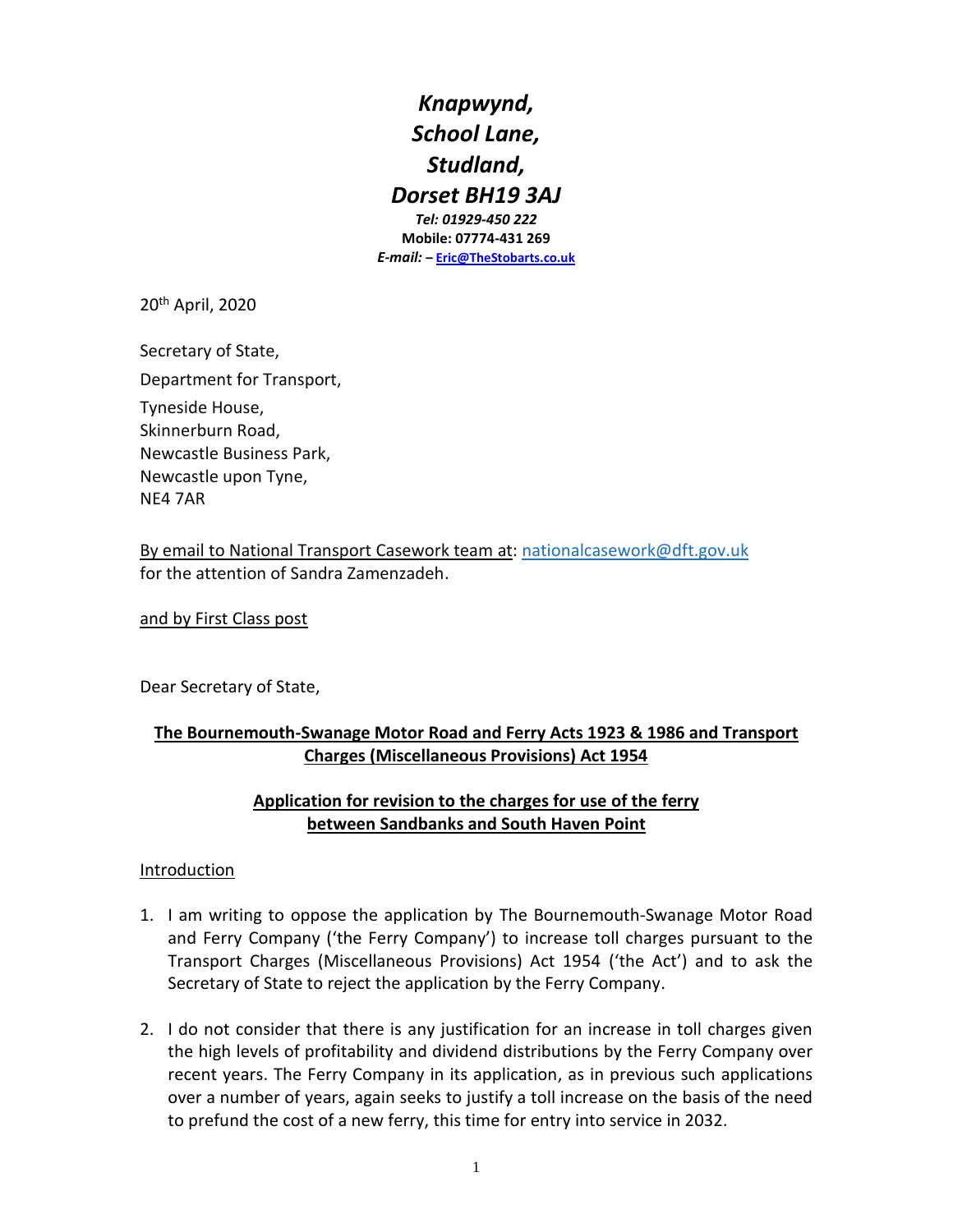***Knapwynd,***
***School Lane,***
***Studland,***
***Dorset BH19 3AJ***

***Tel: 01929-450 222***
**Mobile: 07774-431 269**
***E-mail:* – Eric@TheStobarts.co.uk**

20th April, 2020

Secretary of State,

Department for Transport,

Tyneside House,
Skinnerburn Road,
Newcastle Business Park,
Newcastle upon Tyne,
NE4 7AR

By email to National Transport Casework team at: nationalcasework@dft.gov.uk
for the attention of Sandra Zamenzadeh.

and by First Class post

Dear Secretary of State,

**The Bournemouth-Swanage Motor Road and Ferry Acts 1923 & 1986 and Transport Charges (Miscellaneous Provisions) Act 1954**

**Application for revision to the charges for use of the ferry between Sandbanks and South Haven Point**

Introduction

1. I am writing to oppose the application by The Bournemouth-Swanage Motor Road and Ferry Company ('the Ferry Company') to increase toll charges pursuant to the Transport Charges (Miscellaneous Provisions) Act 1954 ('the Act') and to ask the Secretary of State to reject the application by the Ferry Company.

2. I do not consider that there is any justification for an increase in toll charges given the high levels of profitability and dividend distributions by the Ferry Company over recent years. The Ferry Company in its application, as in previous such applications over a number of years, again seeks to justify a toll increase on the basis of the need to prefund the cost of a new ferry, this time for entry into service in 2032.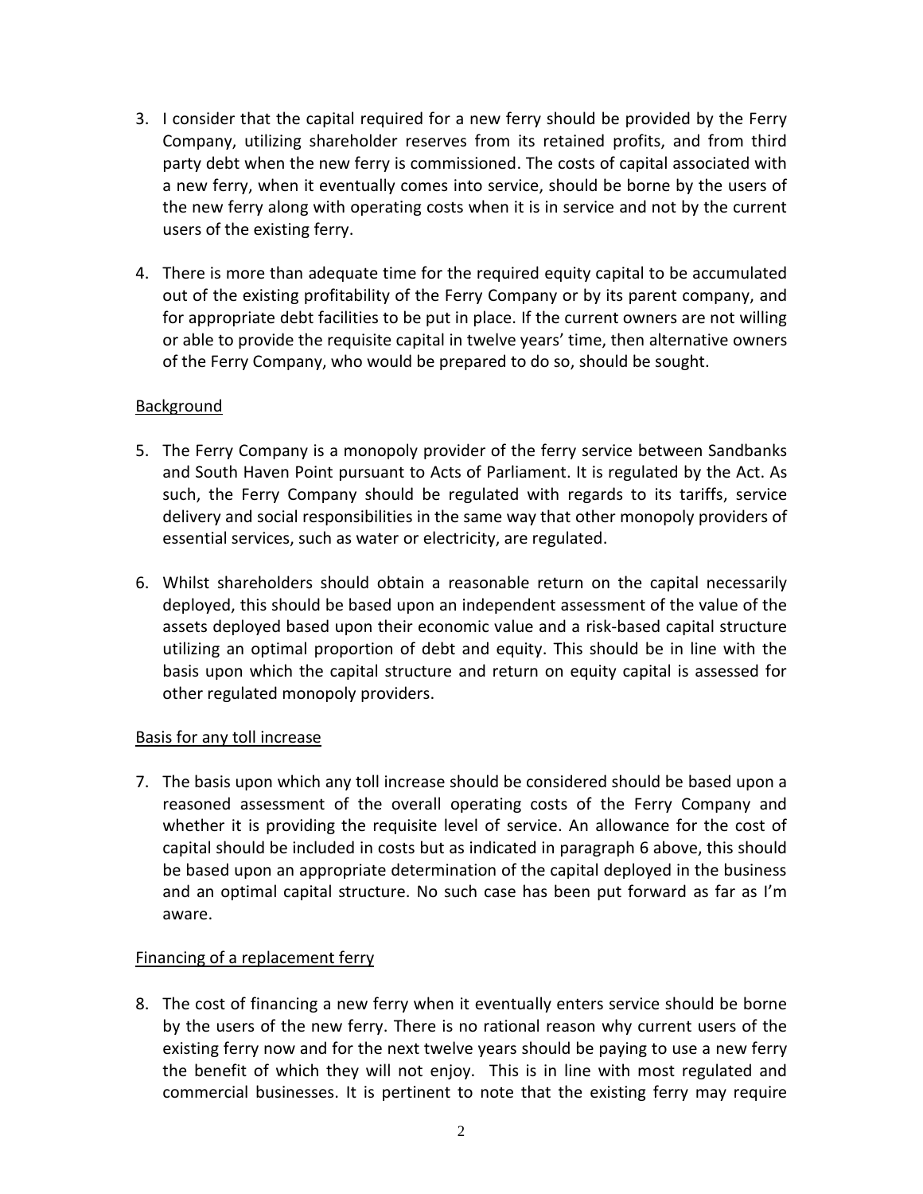3. I consider that the capital required for a new ferry should be provided by the Ferry Company, utilizing shareholder reserves from its retained profits, and from third party debt when the new ferry is commissioned. The costs of capital associated with a new ferry, when it eventually comes into service, should be borne by the users of the new ferry along with operating costs when it is in service and not by the current users of the existing ferry.

4. There is more than adequate time for the required equity capital to be accumulated out of the existing profitability of the Ferry Company or by its parent company, and for appropriate debt facilities to be put in place. If the current owners are not willing or able to provide the requisite capital in twelve years' time, then alternative owners of the Ferry Company, who would be prepared to do so, should be sought.

<u>Background</u>

5. The Ferry Company is a monopoly provider of the ferry service between Sandbanks and South Haven Point pursuant to Acts of Parliament. It is regulated by the Act. As such, the Ferry Company should be regulated with regards to its tariffs, service delivery and social responsibilities in the same way that other monopoly providers of essential services, such as water or electricity, are regulated.

6. Whilst shareholders should obtain a reasonable return on the capital necessarily deployed, this should be based upon an independent assessment of the value of the assets deployed based upon their economic value and a risk-based capital structure utilizing an optimal proportion of debt and equity. This should be in line with the basis upon which the capital structure and return on equity capital is assessed for other regulated monopoly providers.

<u>Basis for any toll increase</u>

7. The basis upon which any toll increase should be considered should be based upon a reasoned assessment of the overall operating costs of the Ferry Company and whether it is providing the requisite level of service. An allowance for the cost of capital should be included in costs but as indicated in paragraph 6 above, this should be based upon an appropriate determination of the capital deployed in the business and an optimal capital structure. No such case has been put forward as far as I'm aware.

<u>Financing of a replacement ferry</u>

8. The cost of financing a new ferry when it eventually enters service should be borne by the users of the new ferry. There is no rational reason why current users of the existing ferry now and for the next twelve years should be paying to use a new ferry the benefit of which they will not enjoy. This is in line with most regulated and commercial businesses. It is pertinent to note that the existing ferry may require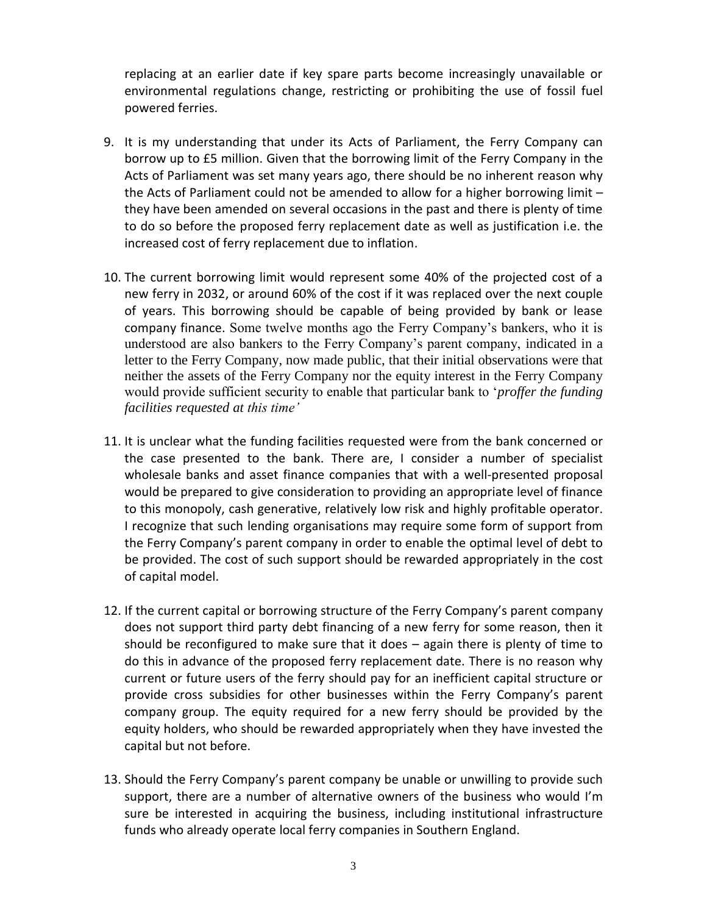replacing at an earlier date if key spare parts become increasingly unavailable or environmental regulations change, restricting or prohibiting the use of fossil fuel powered ferries.

9. It is my understanding that under its Acts of Parliament, the Ferry Company can borrow up to £5 million. Given that the borrowing limit of the Ferry Company in the Acts of Parliament was set many years ago, there should be no inherent reason why the Acts of Parliament could not be amended to allow for a higher borrowing limit – they have been amended on several occasions in the past and there is plenty of time to do so before the proposed ferry replacement date as well as justification i.e. the increased cost of ferry replacement due to inflation.

10. The current borrowing limit would represent some 40% of the projected cost of a new ferry in 2032, or around 60% of the cost if it was replaced over the next couple of years. This borrowing should be capable of being provided by bank or lease company finance. Some twelve months ago the Ferry Company's bankers, who it is understood are also bankers to the Ferry Company's parent company, indicated in a letter to the Ferry Company, now made public, that their initial observations were that neither the assets of the Ferry Company nor the equity interest in the Ferry Company would provide sufficient security to enable that particular bank to '*proffer the funding facilities requested at this time'*

11. It is unclear what the funding facilities requested were from the bank concerned or the case presented to the bank. There are, I consider a number of specialist wholesale banks and asset finance companies that with a well-presented proposal would be prepared to give consideration to providing an appropriate level of finance to this monopoly, cash generative, relatively low risk and highly profitable operator. I recognize that such lending organisations may require some form of support from the Ferry Company's parent company in order to enable the optimal level of debt to be provided. The cost of such support should be rewarded appropriately in the cost of capital model.

12. If the current capital or borrowing structure of the Ferry Company's parent company does not support third party debt financing of a new ferry for some reason, then it should be reconfigured to make sure that it does – again there is plenty of time to do this in advance of the proposed ferry replacement date. There is no reason why current or future users of the ferry should pay for an inefficient capital structure or provide cross subsidies for other businesses within the Ferry Company's parent company group. The equity required for a new ferry should be provided by the equity holders, who should be rewarded appropriately when they have invested the capital but not before.

13. Should the Ferry Company's parent company be unable or unwilling to provide such support, there are a number of alternative owners of the business who would I'm sure be interested in acquiring the business, including institutional infrastructure funds who already operate local ferry companies in Southern England.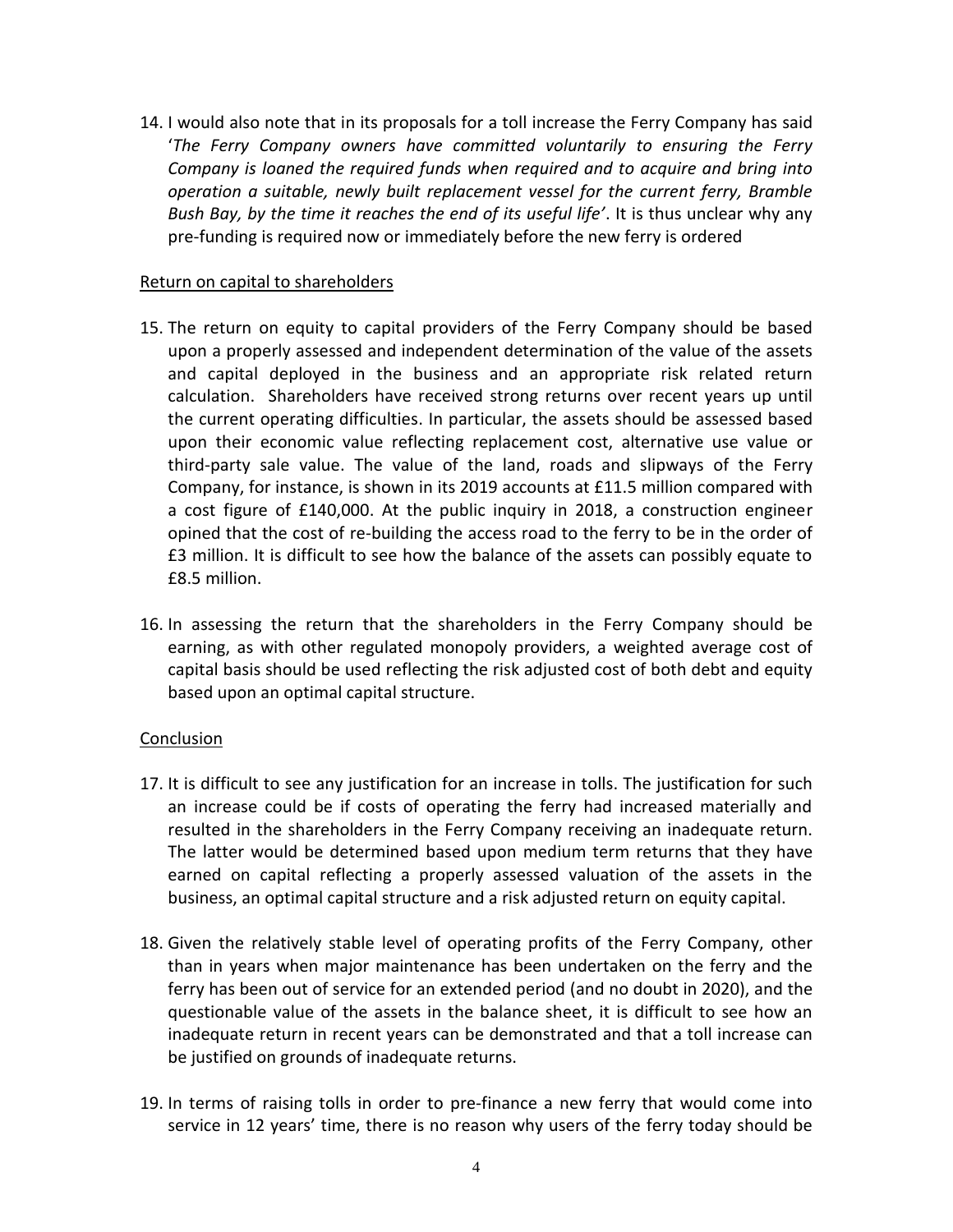14. I would also note that in its proposals for a toll increase the Ferry Company has said '*The Ferry Company owners have committed voluntarily to ensuring the Ferry Company is loaned the required funds when required and to acquire and bring into operation a suitable, newly built replacement vessel for the current ferry, Bramble Bush Bay, by the time it reaches the end of its useful life'*. It is thus unclear why any pre-funding is required now or immediately before the new ferry is ordered

<u>Return on capital to shareholders</u>

15. The return on equity to capital providers of the Ferry Company should be based upon a properly assessed and independent determination of the value of the assets and capital deployed in the business and an appropriate risk related return calculation. Shareholders have received strong returns over recent years up until the current operating difficulties. In particular, the assets should be assessed based upon their economic value reflecting replacement cost, alternative use value or third-party sale value. The value of the land, roads and slipways of the Ferry Company, for instance, is shown in its 2019 accounts at £11.5 million compared with a cost figure of £140,000. At the public inquiry in 2018, a construction engineer opined that the cost of re-building the access road to the ferry to be in the order of £3 million. It is difficult to see how the balance of the assets can possibly equate to £8.5 million.

16. In assessing the return that the shareholders in the Ferry Company should be earning, as with other regulated monopoly providers, a weighted average cost of capital basis should be used reflecting the risk adjusted cost of both debt and equity based upon an optimal capital structure.

<u>Conclusion</u>

17. It is difficult to see any justification for an increase in tolls. The justification for such an increase could be if costs of operating the ferry had increased materially and resulted in the shareholders in the Ferry Company receiving an inadequate return. The latter would be determined based upon medium term returns that they have earned on capital reflecting a properly assessed valuation of the assets in the business, an optimal capital structure and a risk adjusted return on equity capital.

18. Given the relatively stable level of operating profits of the Ferry Company, other than in years when major maintenance has been undertaken on the ferry and the ferry has been out of service for an extended period (and no doubt in 2020), and the questionable value of the assets in the balance sheet, it is difficult to see how an inadequate return in recent years can be demonstrated and that a toll increase can be justified on grounds of inadequate returns.

19. In terms of raising tolls in order to pre-finance a new ferry that would come into service in 12 years' time, there is no reason why users of the ferry today should be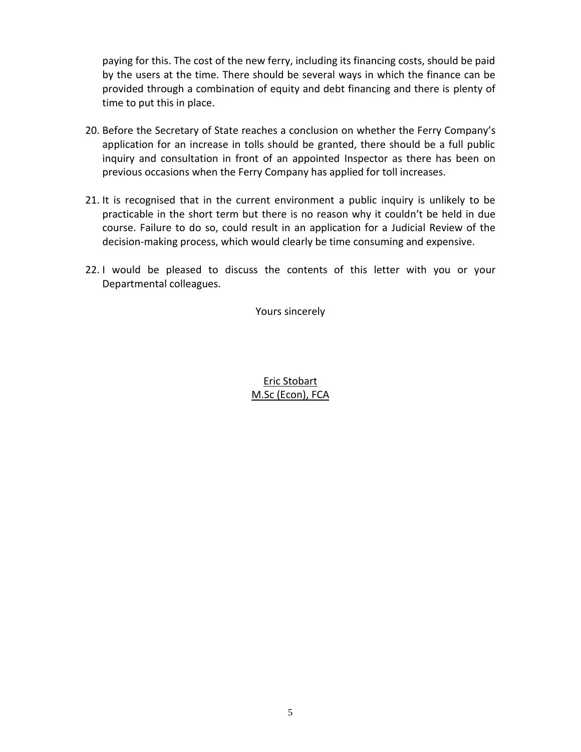paying for this. The cost of the new ferry, including its financing costs, should be paid by the users at the time. There should be several ways in which the finance can be provided through a combination of equity and debt financing and there is plenty of time to put this in place.

20. Before the Secretary of State reaches a conclusion on whether the Ferry Company's application for an increase in tolls should be granted, there should be a full public inquiry and consultation in front of an appointed Inspector as there has been on previous occasions when the Ferry Company has applied for toll increases.

21. It is recognised that in the current environment a public inquiry is unlikely to be practicable in the short term but there is no reason why it couldn't be held in due course. Failure to do so, could result in an application for a Judicial Review of the decision-making process, which would clearly be time consuming and expensive.

22. I would be pleased to discuss the contents of this letter with you or your Departmental colleagues.

Yours sincerely

Eric Stobart
M.Sc (Econ), FCA